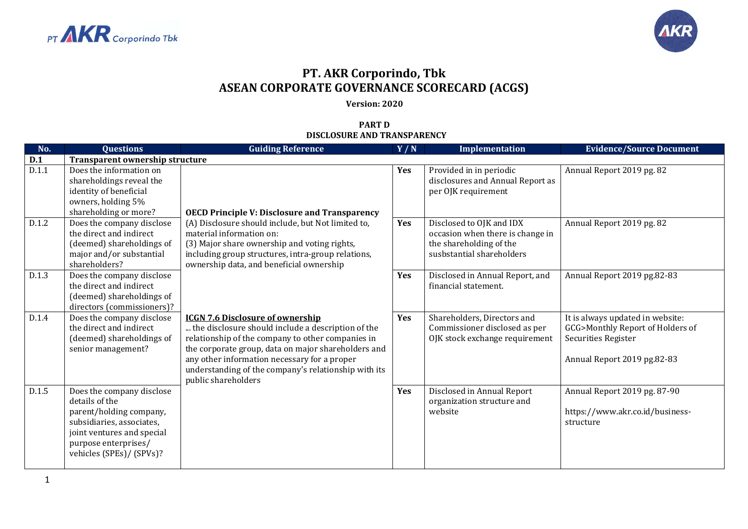# PT. AKR Corporindo, Tbk
# ASEAN CORPORATE GOVERNANCE SCORECARD (ACGS)

**Version: 2020**

**PART D**
**DISCLOSURE AND TRANSPARENCY**

| No. | Questions | Guiding Reference | Y / N | Implementation | Evidence/Source Document |
|---|---|---|---|---|---|
| **D.1** | **Transparent ownership structure** | | | | |
| D.1.1 | Does the information on shareholdings reveal the identity of beneficial owners, holding 5% shareholding or more? | **OECD Principle V: Disclosure and Transparency** (A) Disclosure should include, but Not limited to, material information on: (3) Major share ownership and voting rights, including group structures, intra-group relations, ownership data, and beneficial ownership | **Yes** | Provided in in periodic disclosures and Annual Report as per OJK requirement | Annual Report 2019 pg. 82 |
| D.1.2 | Does the company disclose the direct and indirect (deemed) shareholdings of major and/or substantial shareholders? | | **Yes** | Disclosed to OJK and IDX occasion when there is change in the shareholding of the susbstantial shareholders | Annual Report 2019 pg. 82 |
| D.1.3 | Does the company disclose the direct and indirect (deemed) shareholdings of directors (commissioners)? | | **Yes** | Disclosed in Annual Report, and financial statement. | Annual Report 2019 pg.82-83 |
| D.1.4 | Does the company disclose the direct and indirect (deemed) shareholdings of senior management? | **ICGN 7.6 Disclosure of ownership** ... the disclosure should include a description of the relationship of the company to other companies in the corporate group, data on major shareholders and any other information necessary for a proper understanding of the company's relationship with its public shareholders | **Yes** | Shareholders, Directors and Commissioner disclosed as per OJK stock exchange requirement | It is always updated in website: GCG>Monthly Report of Holders of Securities Register<br><br>Annual Report 2019 pg.82-83 |
| D.1.5 | Does the company disclose details of the parent/holding company, subsidiaries, associates, joint ventures and special purpose enterprises/ vehicles (SPEs)/ (SPVs)? | | **Yes** | Disclosed in Annual Report organization structure and website | Annual Report 2019 pg. 87-90<br><br>https://www.akr.co.id/business-structure |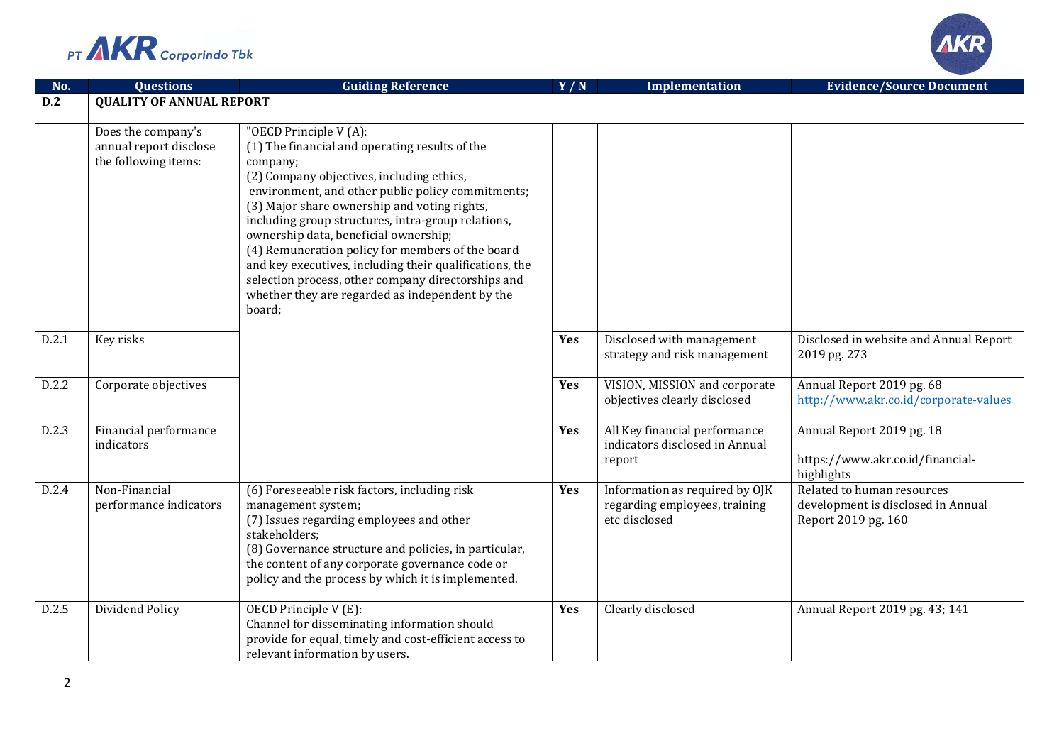| No. | Questions | Guiding Reference | Y / N | Implementation | Evidence/Source Document |
|---|---|---|---|---|---|
| **D.2** | **QUALITY OF ANNUAL REPORT** | | | | |
| | Does the company's annual report disclose the following items: | "OECD Principle V (A):<br>(1) The financial and operating results of the company;<br>(2) Company objectives, including ethics, environment, and other public policy commitments;<br>(3) Major share ownership and voting rights, including group structures, intra-group relations, ownership data, beneficial ownership;<br>(4) Remuneration policy for members of the board and key executives, including their qualifications, the selection process, other company directorships and whether they are regarded as independent by the board; | | | |
| D.2.1 | Key risks | | **Yes** | Disclosed with management strategy and risk management | Disclosed in website and Annual Report 2019 pg. 273 |
| D.2.2 | Corporate objectives | | **Yes** | VISION, MISSION and corporate objectives clearly disclosed | Annual Report 2019 pg. 68<br>http://www.akr.co.id/corporate-values |
| D.2.3 | Financial performance indicators | | **Yes** | All Key financial performance indicators disclosed in Annual report | Annual Report 2019 pg. 18<br><br>https://www.akr.co.id/financial-highlights |
| D.2.4 | Non-Financial performance indicators | (6) Foreseeable risk factors, including risk management system;<br>(7) Issues regarding employees and other stakeholders;<br>(8) Governance structure and policies, in particular, the content of any corporate governance code or policy and the process by which it is implemented. | **Yes** | Information as required by OJK regarding employees, training etc disclosed | Related to human resources development is disclosed in Annual Report 2019 pg. 160 |
| D.2.5 | Dividend Policy | OECD Principle V (E):<br>Channel for disseminating information should provide for equal, timely and cost-efficient access to relevant information by users. | **Yes** | Clearly disclosed | Annual Report 2019 pg. 43; 141 |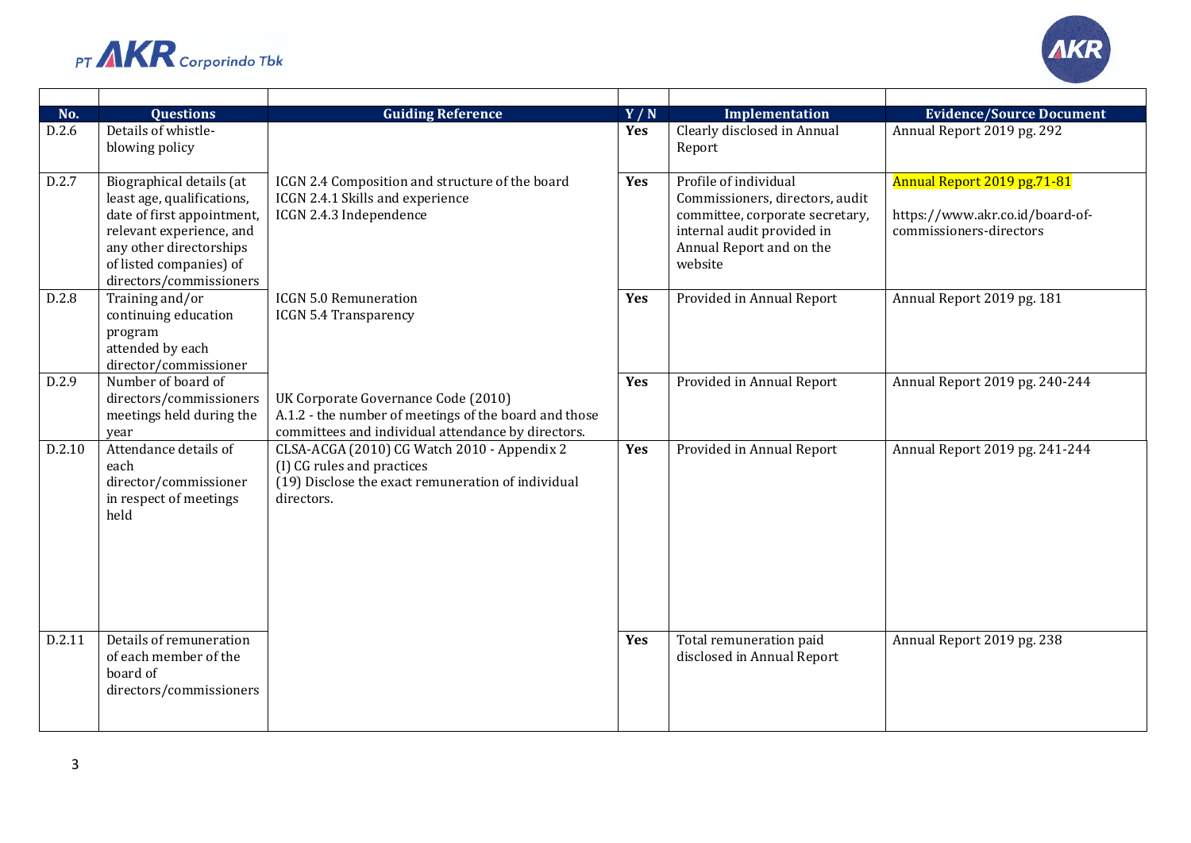| No. | Questions | Guiding Reference | Y / N | Implementation | Evidence/Source Document |
|---|---|---|---|---|---|
| D.2.6 | Details of whistle-blowing policy | | Yes | Clearly disclosed in Annual Report | Annual Report 2019 pg. 292 |
| D.2.7 | Biographical details (at least age, qualifications, date of first appointment, relevant experience, and any other directorships of listed companies) of directors/commissioners | ICGN 2.4 Composition and structure of the board<br>ICGN 2.4.1 Skills and experience<br>ICGN 2.4.3 Independence | Yes | Profile of individual Commissioners, directors, audit committee, corporate secretary, internal audit provided in Annual Report and on the website | Annual Report 2019 pg.71-81<br><br>https://www.akr.co.id/board-of-commissioners-directors |
| D.2.8 | Training and/or continuing education program attended by each director/commissioner | ICGN 5.0 Remuneration<br>ICGN 5.4 Transparency | Yes | Provided in Annual Report | Annual Report 2019 pg. 181 |
| D.2.9 | Number of board of directors/commissioners meetings held during the year | UK Corporate Governance Code (2010)<br>A.1.2 - the number of meetings of the board and those committees and individual attendance by directors. | Yes | Provided in Annual Report | Annual Report 2019 pg. 240-244 |
| D.2.10 | Attendance details of each director/commissioner in respect of meetings held | CLSA-ACGA (2010) CG Watch 2010 - Appendix 2<br>(I) CG rules and practices<br>(19) Disclose the exact remuneration of individual directors. | Yes | Provided in Annual Report | Annual Report 2019 pg. 241-244 |
| D.2.11 | Details of remuneration of each member of the board of directors/commissioners | | Yes | Total remuneration paid disclosed in Annual Report | Annual Report 2019 pg. 238 |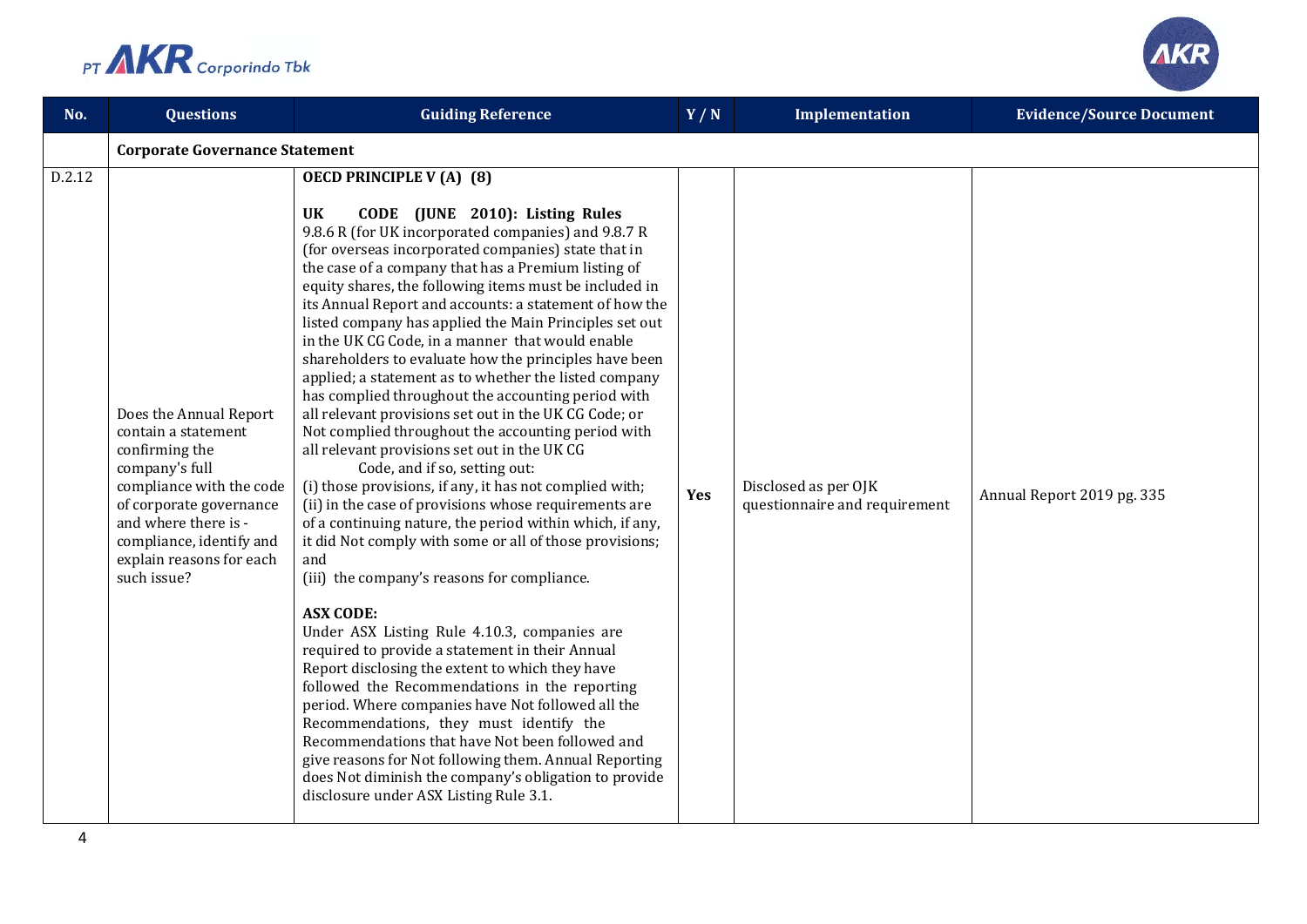| No. | Questions | Guiding Reference | Y / N | Implementation | Evidence/Source Document |
|---|---|---|---|---|---|
| | **Corporate Governance Statement** | | | | |
| D.2.12 | Does the Annual Report contain a statement confirming the company's full compliance with the code of corporate governance and where there is - compliance, identify and explain reasons for each such issue? | **OECD PRINCIPLE V (A) (8)**<br><br>**UK CODE (JUNE 2010): Listing Rules** 9.8.6 R (for UK incorporated companies) and 9.8.7 R (for overseas incorporated companies) state that in the case of a company that has a Premium listing of equity shares, the following items must be included in its Annual Report and accounts: a statement of how the listed company has applied the Main Principles set out in the UK CG Code, in a manner that would enable shareholders to evaluate how the principles have been applied; a statement as to whether the listed company has complied throughout the accounting period with all relevant provisions set out in the UK CG Code; or Not complied throughout the accounting period with all relevant provisions set out in the UK CG Code, and if so, setting out:<br>(i) those provisions, if any, it has not complied with;<br>(ii) in the case of provisions whose requirements are of a continuing nature, the period within which, if any, it did Not comply with some or all of those provisions; and<br>(iii) the company's reasons for compliance.<br><br>**ASX CODE:**<br>Under ASX Listing Rule 4.10.3, companies are required to provide a statement in their Annual Report disclosing the extent to which they have followed the Recommendations in the reporting period. Where companies have Not followed all the Recommendations, they must identify the Recommendations that have Not been followed and give reasons for Not following them. Annual Reporting does Not diminish the company's obligation to provide disclosure under ASX Listing Rule 3.1. | **Yes** | Disclosed as per OJK questionnaire and requirement | Annual Report 2019 pg. 335 |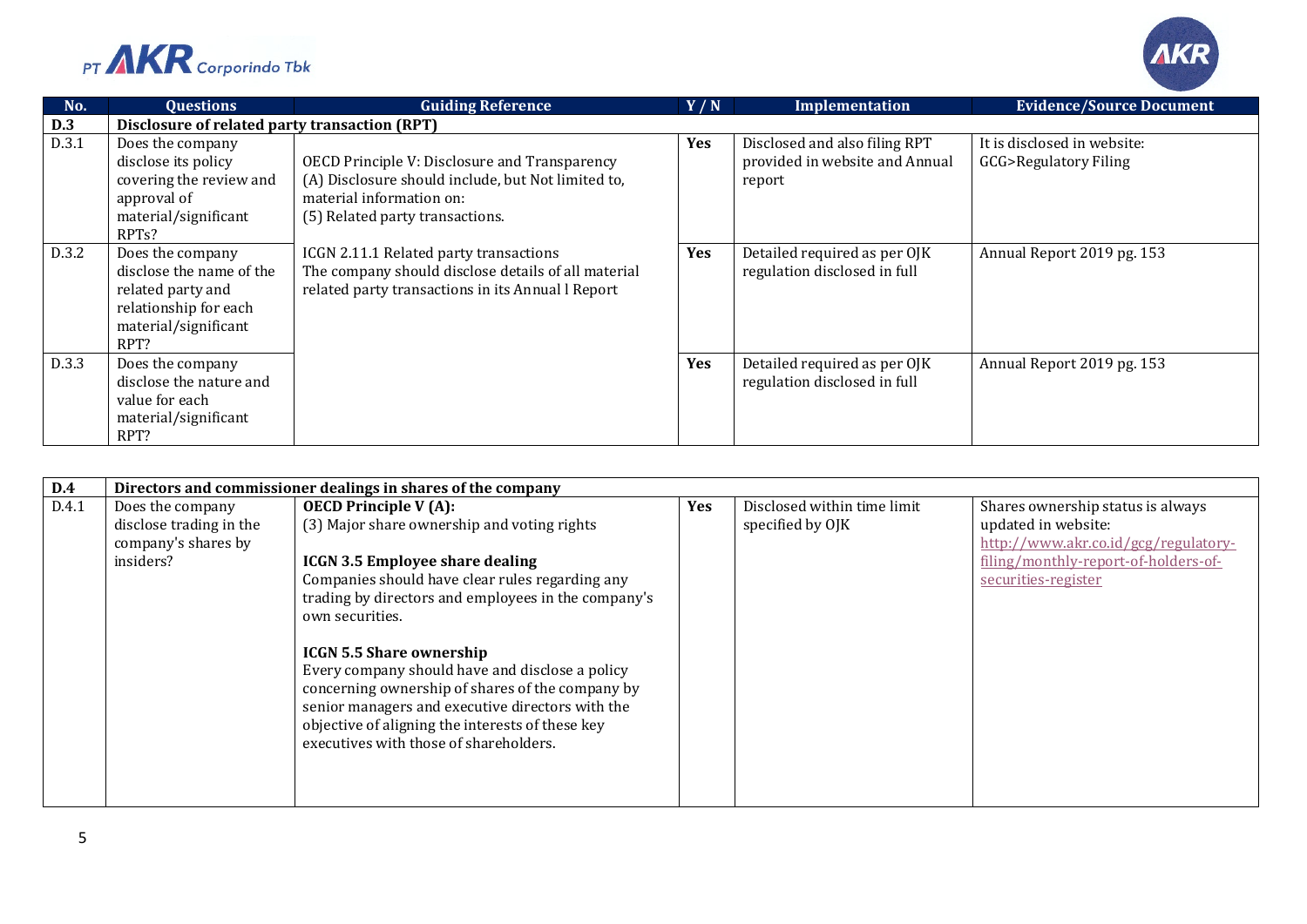| No. | Questions | Guiding Reference | Y / N | Implementation | Evidence/Source Document |
|---|---|---|---|---|---|
| **D.3** | **Disclosure of related party transaction (RPT)** | | | | |
| D.3.1 | Does the company disclose its policy covering the review and approval of material/significant RPTs? | OECD Principle V: Disclosure and Transparency<br>(A) Disclosure should include, but Not limited to, material information on:<br>(5) Related party transactions.<br><br>ICGN 2.11.1 Related party transactions<br>The company should disclose details of all material related party transactions in its Annual l Report | **Yes** | Disclosed and also filing RPT provided in website and Annual report | It is disclosed in website:<br>GCG>Regulatory Filing |
| D.3.2 | Does the company disclose the name of the related party and relationship for each material/significant RPT? | | **Yes** | Detailed required as per OJK regulation disclosed in full | Annual Report 2019 pg. 153 |
| D.3.3 | Does the company disclose the nature and value for each material/significant RPT? | | **Yes** | Detailed required as per OJK regulation disclosed in full | Annual Report 2019 pg. 153 |

| | | | | | |
|---|---|---|---|---|---|
| **D.4** | **Directors and commissioner dealings in shares of the company** | | | | |
| D.4.1 | Does the company disclose trading in the company's shares by insiders? | **OECD Principle V (A):**<br>(3) Major share ownership and voting rights<br><br>**ICGN 3.5 Employee share dealing**<br>Companies should have clear rules regarding any trading by directors and employees in the company's own securities.<br><br>**ICGN 5.5 Share ownership**<br>Every company should have and disclose a policy concerning ownership of shares of the company by senior managers and executive directors with the objective of aligning the interests of these key executives with those of shareholders. | **Yes** | Disclosed within time limit specified by OJK | Shares ownership status is always updated in website:<br>http://www.akr.co.id/gcg/regulatory-filing/monthly-report-of-holders-of-securities-register |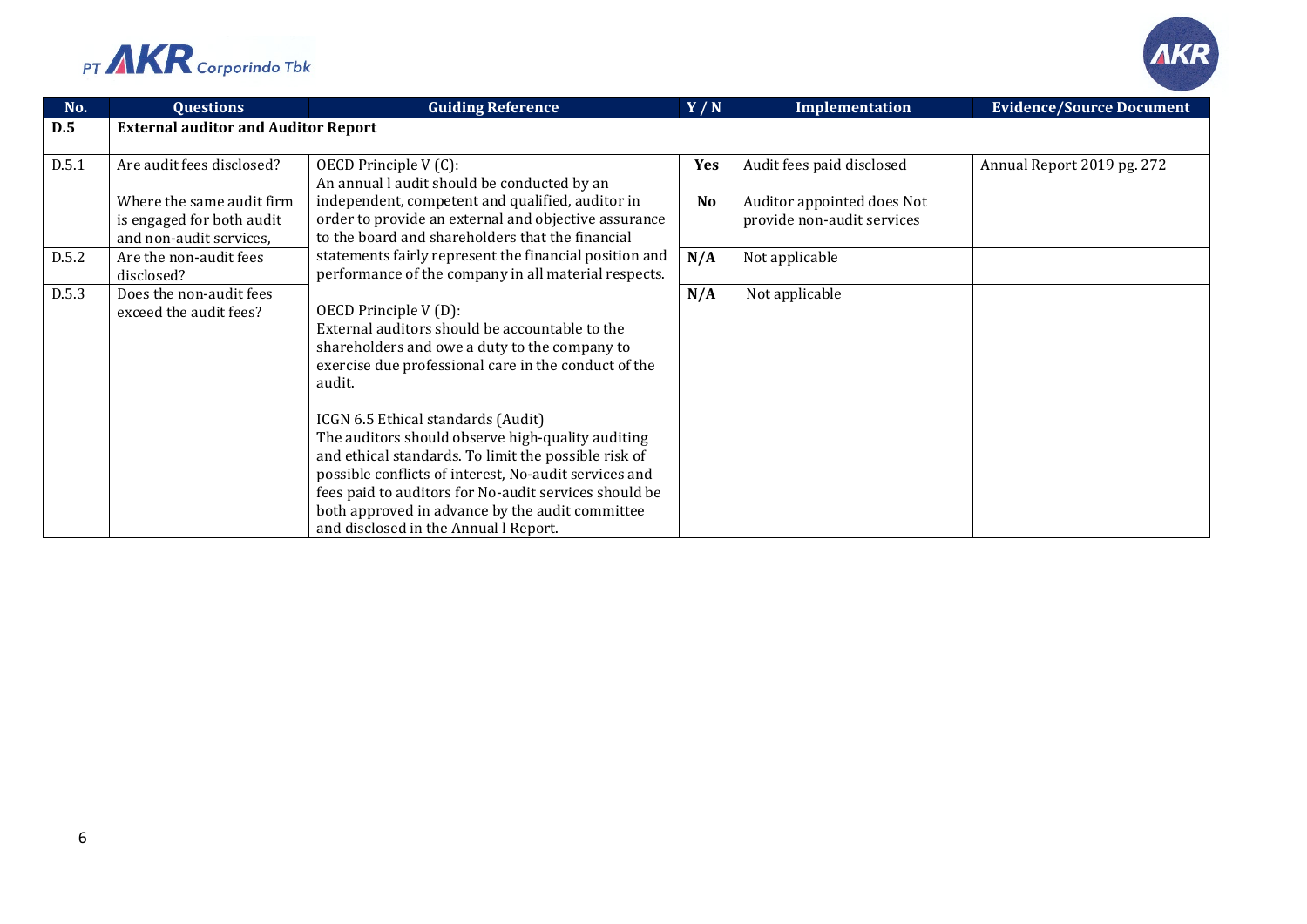| No. | Questions | Guiding Reference | Y / N | Implementation | Evidence/Source Document |
|---|---|---|---|---|---|
| **D.5** | **External auditor and Auditor Report** | | | | |
| D.5.1 | Are audit fees disclosed? | OECD Principle V (C): An annual l audit should be conducted by an independent, competent and qualified, auditor in order to provide an external and objective assurance to the board and shareholders that the financial statements fairly represent the financial position and performance of the company in all material respects.<br><br>OECD Principle V (D): External auditors should be accountable to the shareholders and owe a duty to the company to exercise due professional care in the conduct of the audit.<br><br>ICGN 6.5 Ethical standards (Audit) The auditors should observe high-quality auditing and ethical standards. To limit the possible risk of possible conflicts of interest, No-audit services and fees paid to auditors for No-audit services should be both approved in advance by the audit committee and disclosed in the Annual l Report. | **Yes** | Audit fees paid disclosed | Annual Report 2019 pg. 272 |
| | Where the same audit firm is engaged for both audit and non-audit services, | | **No** | Auditor appointed does Not provide non-audit services | |
| D.5.2 | Are the non-audit fees disclosed? | | **N/A** | Not applicable | |
| D.5.3 | Does the non-audit fees exceed the audit fees? | | **N/A** | Not applicable | |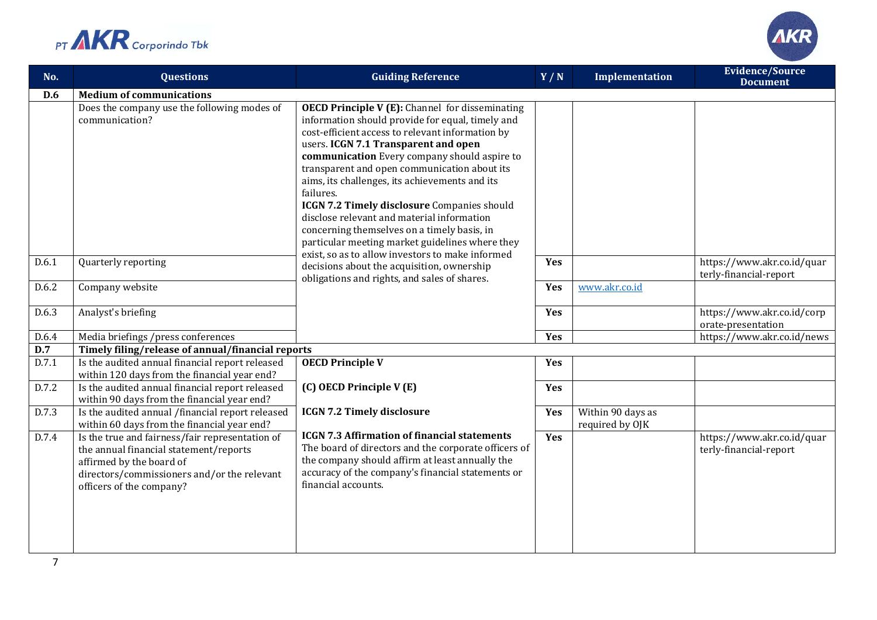| No. | Questions | Guiding Reference | Y / N | Implementation | Evidence/Source Document |
|---|---|---|---|---|---|
| **D.6** | **Medium of communications** | | | | |
| | Does the company use the following modes of communication? | **OECD Principle V (E):** Channel for disseminating information should provide for equal, timely and cost-efficient access to relevant information by users. **ICGN 7.1 Transparent and open communication** Every company should aspire to transparent and open communication about its aims, its challenges, its achievements and its failures. **ICGN 7.2 Timely disclosure** Companies should disclose relevant and material information concerning themselves on a timely basis, in particular meeting market guidelines where they exist, so as to allow investors to make informed decisions about the acquisition, ownership obligations and rights, and sales of shares. | | | |
| D.6.1 | Quarterly reporting | | **Yes** | | https://www.akr.co.id/quarterly-financial-report |
| D.6.2 | Company website | | **Yes** | www.akr.co.id | |
| D.6.3 | Analyst's briefing | | **Yes** | | https://www.akr.co.id/corporate-presentation |
| D.6.4 | Media briefings /press conferences | | **Yes** | | https://www.akr.co.id/news |
| **D.7** | **Timely filing/release of annual/financial reports** | | | | |
| D.7.1 | Is the audited annual financial report released within 120 days from the financial year end? | **OECD Principle V** | **Yes** | | |
| D.7.2 | Is the audited annual financial report released within 90 days from the financial year end? | **(C) OECD Principle V (E)** | **Yes** | | |
| D.7.3 | Is the audited annual /financial report released within 60 days from the financial year end? | **ICGN 7.2 Timely disclosure** | **Yes** | Within 90 days as required by OJK | |
| D.7.4 | Is the true and fairness/fair representation of the annual financial statement/reports affirmed by the board of directors/commissioners and/or the relevant officers of the company? | **ICGN 7.3 Affirmation of financial statements** The board of directors and the corporate officers of the company should affirm at least annually the accuracy of the company's financial statements or financial accounts. | **Yes** | | https://www.akr.co.id/quarterly-financial-report |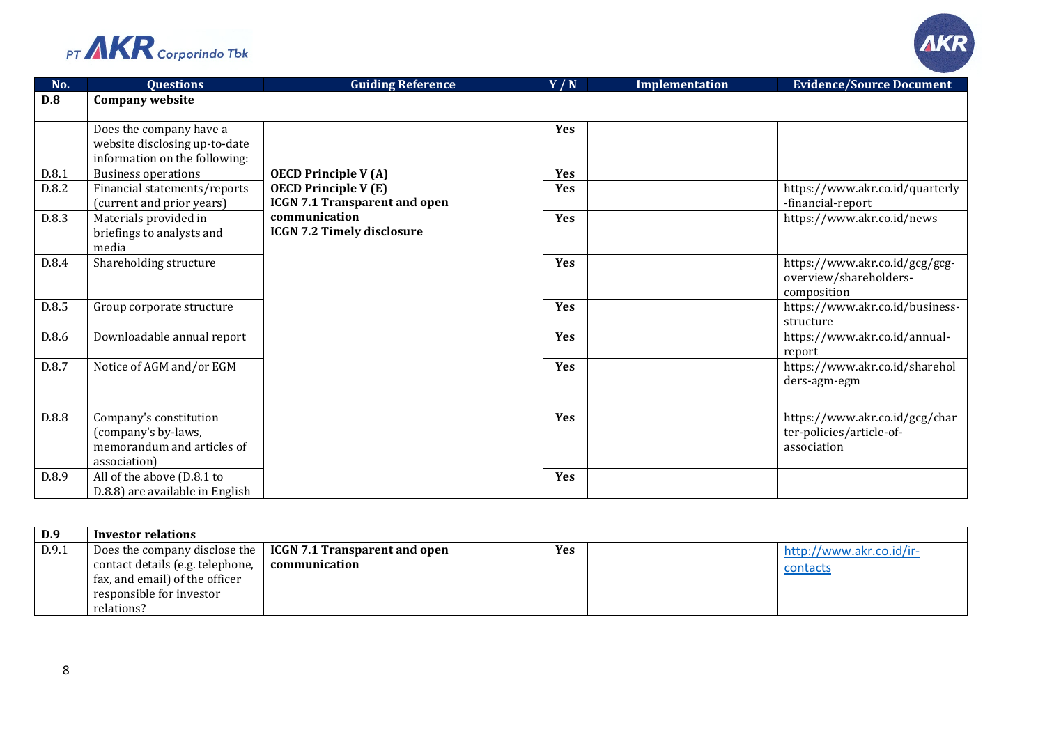| No. | Questions | Guiding Reference | Y / N | Implementation | Evidence/Source Document |
|---|---|---|---|---|---|
| **D.8** | **Company website** | | | | |
| | Does the company have a website disclosing up-to-date information on the following: | | **Yes** | | |
| D.8.1 | Business operations | **OECD Principle V (A)** | **Yes** | | |
| D.8.2 | Financial statements/reports (current and prior years) | **OECD Principle V (E)** **ICGN 7.1 Transparent and open communication** **ICGN 7.2 Timely disclosure** | **Yes** | | https://www.akr.co.id/quarterly-financial-report |
| D.8.3 | Materials provided in briefings to analysts and media | | **Yes** | | https://www.akr.co.id/news |
| D.8.4 | Shareholding structure | | **Yes** | | https://www.akr.co.id/gcg/gcg-overview/shareholders-composition |
| D.8.5 | Group corporate structure | | **Yes** | | https://www.akr.co.id/business-structure |
| D.8.6 | Downloadable annual report | | **Yes** | | https://www.akr.co.id/annual-report |
| D.8.7 | Notice of AGM and/or EGM | | **Yes** | | https://www.akr.co.id/shareholders-agm-egm |
| D.8.8 | Company's constitution (company's by-laws, memorandum and articles of association) | | **Yes** | | https://www.akr.co.id/gcg/charter-policies/article-of-association |
| D.8.9 | All of the above (D.8.1 to D.8.8) are available in English | | **Yes** | | |

| | | | | | |
|---|---|---|---|---|---|
| **D.9** | **Investor relations** | | | | |
| D.9.1 | Does the company disclose the contact details (e.g. telephone, fax, and email) of the officer responsible for investor relations? | **ICGN 7.1 Transparent and open communication** | **Yes** | | http://www.akr.co.id/ir-contacts |